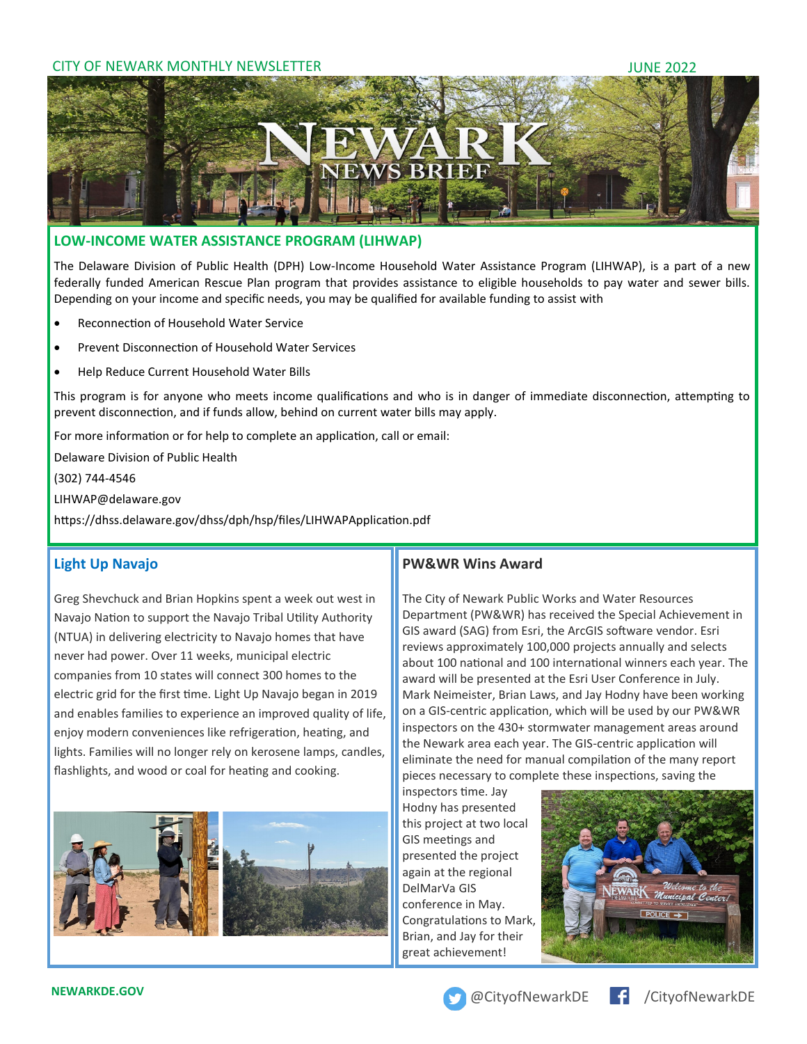## LOW-INCOME WATER ASSISTANCE PROGRAM (LIHWAP)

The Delaware Division of Public Health (DPH) Low-Income Household Water Assistance Program (LIHWAP), is a part of a new federally funded American Rescue Plan program that provides assistance to eligible households to pay water and sewer bills. Depending on your income and specific needs, you may be qualified for available funding to assist with

- Reconnection of Household Water Service
- Prevent Disconnection of Household Water Services
- Help Reduce Current Household Water Bills

This program is for anyone who meets income qualifications and who is in danger of immediate disconnection, attempting to prevent disconnection, and if funds allow, behind on current water bills may apply.

For more information or for help to complete an application, call or email:

Delaware Division of Public Health

(302) 744-4546

LIHWAP@delaware.gov

https://dhss.delaware.gov/dhss/dph/hsp/files/LIHWAPApplication.pdf

## Light Up Navajo

Greg Shevchuck and Brian Hopkins spent a week out west in Navajo Nation to support the Navajo Tribal Utility Authority (NTUA) in delivering electricity to Navajo homes that have never had power. Over 11 weeks, municipal electric companies from 10 states will connect 300 homes to the electric grid for the first time. Light Up Navajo began in 2019 and enables families to experience an improved quality of life, enjoy modern conveniences like refrigeration, heating, and lights. Families will no longer rely on kerosene lamps, candles, flashlights, and wood or coal for heating and cooking.

## PW&WR Wins Award

The City of Newark Public Works and Water Resources Department (PW&WR) has received the Special Achievement in GIS award (SAG) from Esri, the ArcGIS software vendor. Esri reviews approximately 100,000 projects annually and selects about 100 national and 100 international winners each year. The award will be presented at the Esri User Conference in July. Mark Neimeister, Brian Laws, and Jay Hodny have been working on a GIS-centric application, which will be used by our PW&WR inspectors on the 430+ stormwater management areas around the Newark area each year. The GIS-centric application will eliminate the need for manual compilation of the many report pieces necessary to complete these inspections, saving the inspectors time. Jay Hodny has presented this project at two local GIS meetings and presented the project again at the regional DelMarVa GIS conference in May. Congratulations to Mark, Brian, and Jay for their great achievement!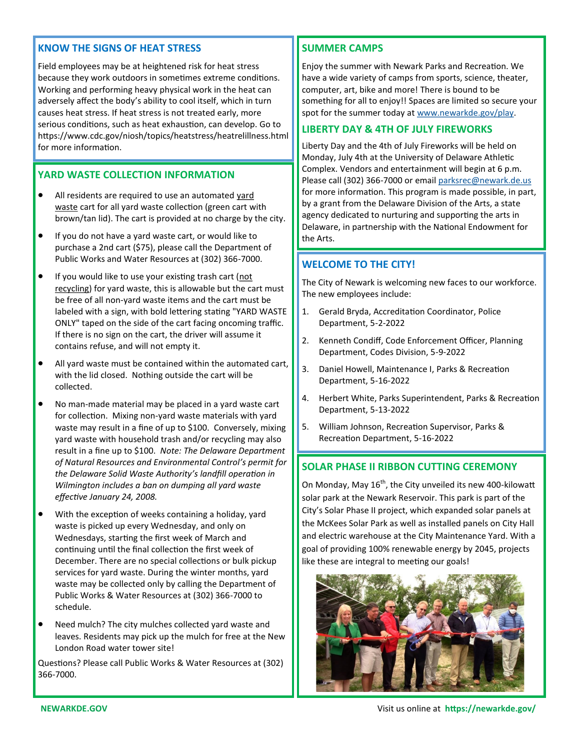## KNOW THE SIGNS OF HEAT STRESS

Field employees may be at heightened risk for heat stress because they work outdoors in sometimes extreme conditions. Working and performing heavy physical work in the heat can adversely affect the body's ability to cool itself, which in turn causes heat stress. If heat stress is not treated early, more serious conditions, such as heat exhaustion, can develop. Go to https://www.cdc.gov/niosh/topics/heatstress/heatrelillness.html for more information.

## YARD WASTE COLLECTION INFORMATION

- All residents are required to use an automated yard waste cart for all yard waste collection (green cart with brown/tan lid). The cart is provided at no charge by the city.
- If you do not have a yard waste cart, or would like to purchase a 2nd cart ($75), please call the Department of Public Works and Water Resources at (302) 366-7000.
- If you would like to use your existing trash cart (not recycling) for yard waste, this is allowable but the cart must be free of all non-yard waste items and the cart must be labeled with a sign, with bold lettering stating "YARD WASTE ONLY" taped on the side of the cart facing oncoming traffic. If there is no sign on the cart, the driver will assume it contains refuse, and will not empty it.
- All yard waste must be contained within the automated cart, with the lid closed. Nothing outside the cart will be collected.
- No man-made material may be placed in a yard waste cart for collection. Mixing non-yard waste materials with yard waste may result in a fine of up to $100. Conversely, mixing yard waste with household trash and/or recycling may also result in a fine up to $100. *Note: The Delaware Department of Natural Resources and Environmental Control's permit for the Delaware Solid Waste Authority's landfill operation in Wilmington includes a ban on dumping all yard waste effective January 24, 2008.*
- With the exception of weeks containing a holiday, yard waste is picked up every Wednesday, and only on Wednesdays, starting the first week of March and continuing until the final collection the first week of December. There are no special collections or bulk pickup services for yard waste. During the winter months, yard waste may be collected only by calling the Department of Public Works & Water Resources at (302) 366-7000 to schedule.
- Need mulch? The city mulches collected yard waste and leaves. Residents may pick up the mulch for free at the New London Road water tower site!

Questions? Please call Public Works & Water Resources at (302) 366-7000.

## SUMMER CAMPS

Enjoy the summer with Newark Parks and Recreation. We have a wide variety of camps from sports, science, theater, computer, art, bike and more! There is bound to be something for all to enjoy!! Spaces are limited so secure your spot for the summer today at www.newarkde.gov/play.

## LIBERTY DAY & 4TH OF JULY FIREWORKS

Liberty Day and the 4th of July Fireworks will be held on Monday, July 4th at the University of Delaware Athletic Complex. Vendors and entertainment will begin at 6 p.m. Please call (302) 366-7000 or email parksrec@newark.de.us for more information. This program is made possible, in part, by a grant from the Delaware Division of the Arts, a state agency dedicated to nurturing and supporting the arts in Delaware, in partnership with the National Endowment for the Arts.

## WELCOME TO THE CITY!

The City of Newark is welcoming new faces to our workforce. The new employees include:

1. Gerald Bryda, Accreditation Coordinator, Police Department, 5-2-2022
2. Kenneth Condiff, Code Enforcement Officer, Planning Department, Codes Division, 5-9-2022
3. Daniel Howell, Maintenance I, Parks & Recreation Department, 5-16-2022
4. Herbert White, Parks Superintendent, Parks & Recreation Department, 5-13-2022
5. William Johnson, Recreation Supervisor, Parks & Recreation Department, 5-16-2022

## SOLAR PHASE II RIBBON CUTTING CEREMONY

On Monday, May 16$^{th}$, the City unveiled its new 400-kilowatt solar park at the Newark Reservoir. This park is part of the City's Solar Phase II project, which expanded solar panels at the McKees Solar Park as well as installed panels on City Hall and electric warehouse at the City Maintenance Yard. With a goal of providing 100% renewable energy by 2045, projects like these are integral to meeting our goals!